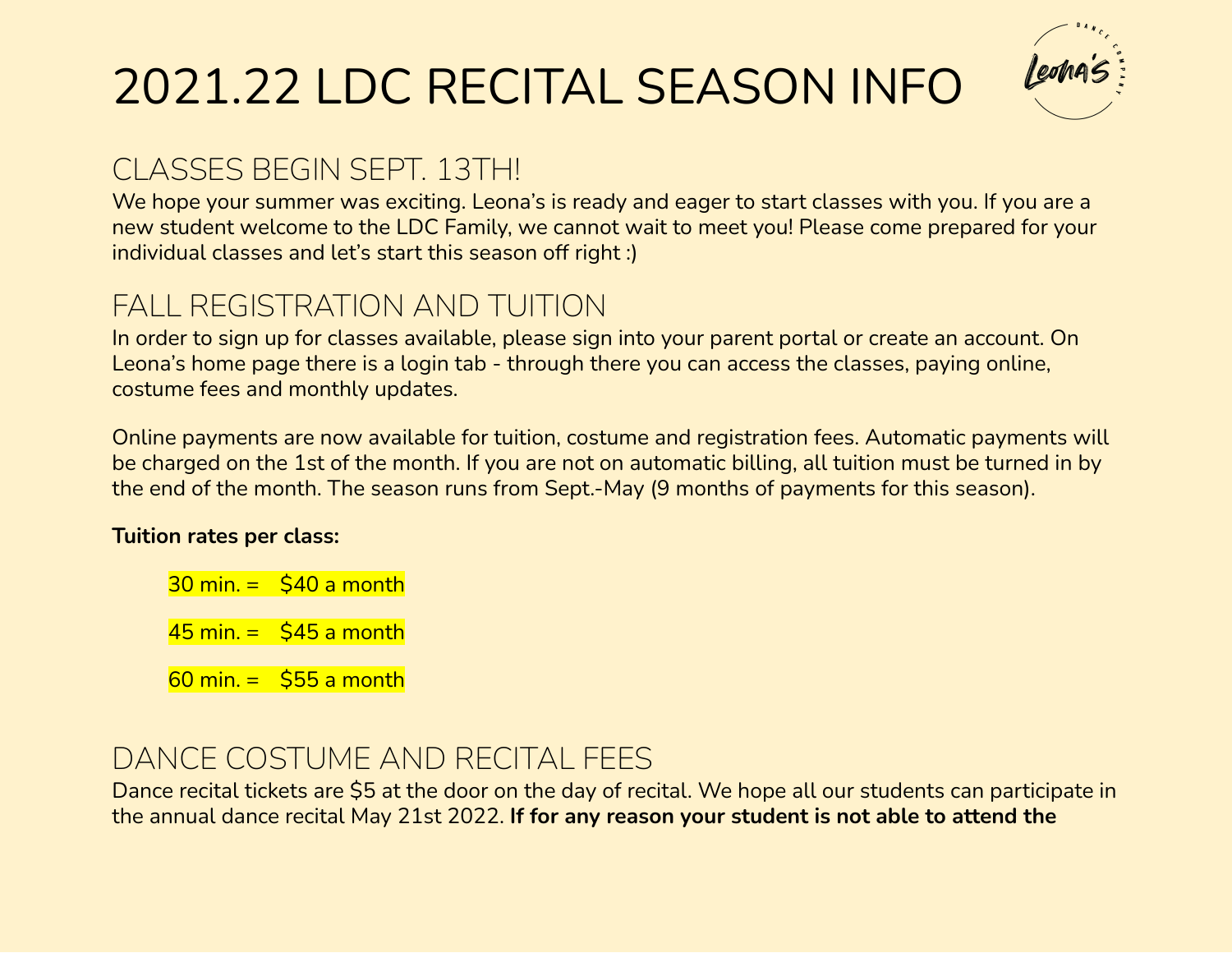# 2021.22 LDC RECITAL SEASON INFO

## CLASSES BEGIN SEPT. 13TH!

We hope your summer was exciting. Leona's is ready and eager to start classes with you. If you are a new student welcome to the LDC Family, we cannot wait to meet you! Please come prepared for your individual classes and let's start this season off right :)

## FALL REGISTRATION AND TUITION

In order to sign up for classes available, please sign into your parent portal or create an account. On Leona's home page there is a login tab - through there you can access the classes, paying online, costume fees and monthly updates.

Online payments are now available for tuition, costume and registration fees. Automatic payments will be charged on the 1st of the month. If you are not on automatic billing, all tuition must be turned in by the end of the month. The season runs from Sept.-May (9 months of payments for this season).

**Tuition rates per class:**

30 min. = $40 a month

45 min. = $45 a month

60 min. = $55 a month

## DANCE COSTUME AND RECITAL FEES

Dance recital tickets are $5 at the door on the day of recital. We hope all our students can participate in the annual dance recital May 21st 2022. **If for any reason your student is not able to attend the**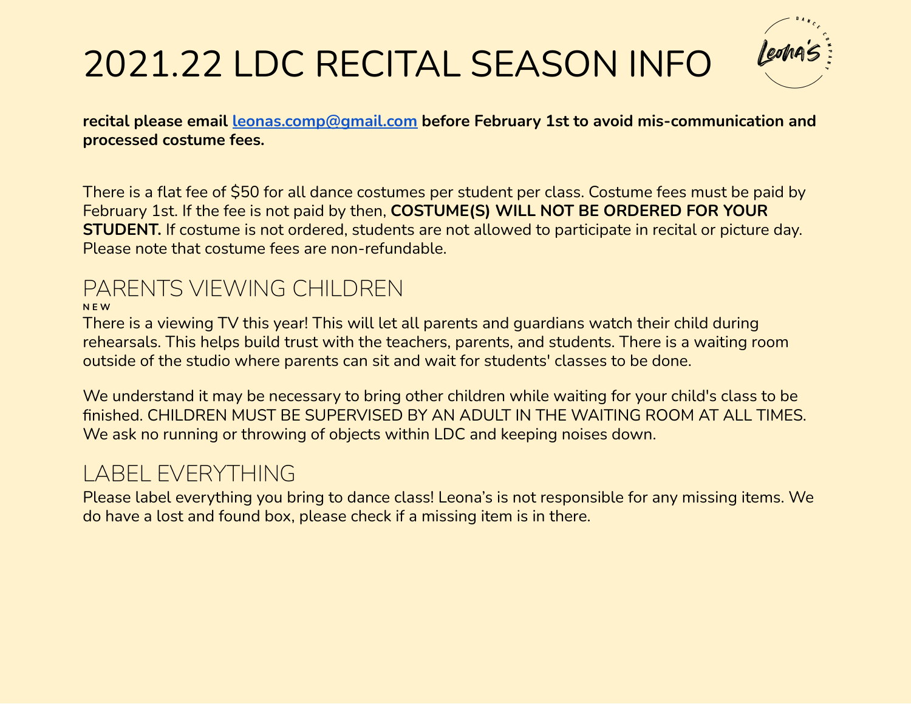# 2021.22 LDC RECITAL SEASON INFO

**recital please email leonas.comp@gmail.com before February 1st to avoid mis-communication and processed costume fees.**

There is a flat fee of $50 for all dance costumes per student per class. Costume fees must be paid by February 1st. If the fee is not paid by then, **COSTUME(S) WILL NOT BE ORDERED FOR YOUR STUDENT.** If costume is not ordered, students are not allowed to participate in recital or picture day. Please note that costume fees are non-refundable.

## PARENTS VIEWING CHILDREN

NEW

There is a viewing TV this year! This will let all parents and guardians watch their child during rehearsals. This helps build trust with the teachers, parents, and students. There is a waiting room outside of the studio where parents can sit and wait for students' classes to be done.

We understand it may be necessary to bring other children while waiting for your child's class to be finished. CHILDREN MUST BE SUPERVISED BY AN ADULT IN THE WAITING ROOM AT ALL TIMES. We ask no running or throwing of objects within LDC and keeping noises down.

## LABEL EVERYTHING

Please label everything you bring to dance class! Leona's is not responsible for any missing items. We do have a lost and found box, please check if a missing item is in there.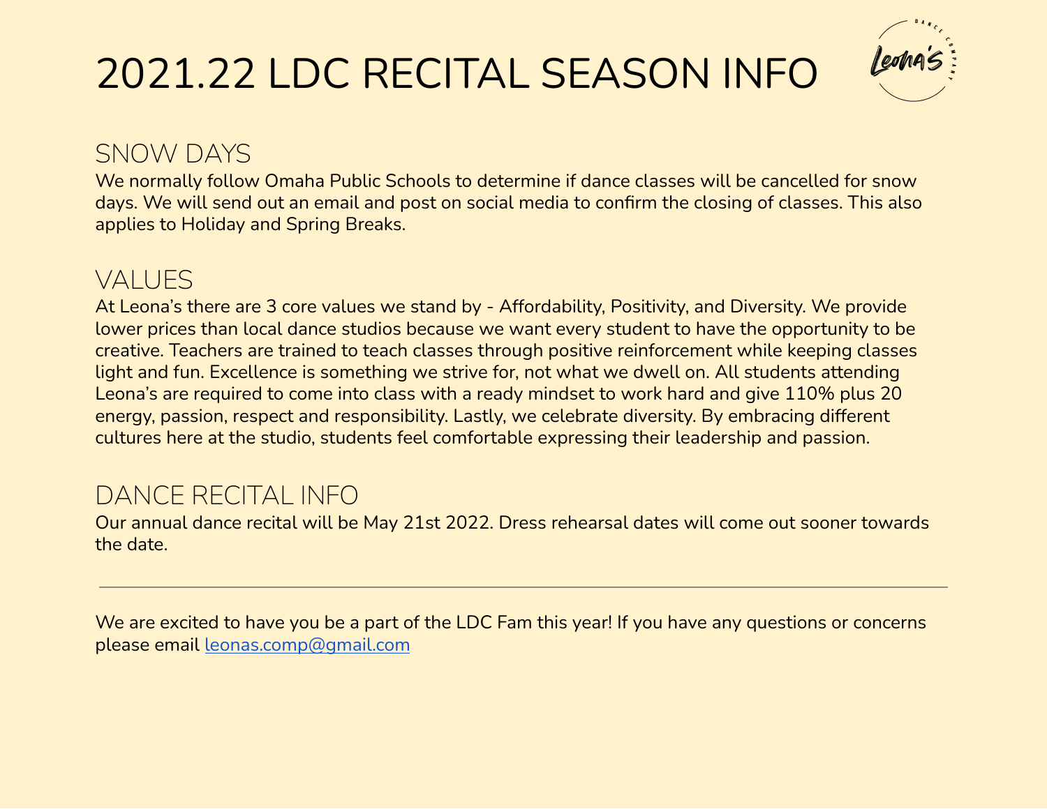# 2021.22 LDC RECITAL SEASON INFO

## SNOW DAYS

We normally follow Omaha Public Schools to determine if dance classes will be cancelled for snow days. We will send out an email and post on social media to confirm the closing of classes. This also applies to Holiday and Spring Breaks.

## VALUES

At Leona's there are 3 core values we stand by - Affordability, Positivity, and Diversity. We provide lower prices than local dance studios because we want every student to have the opportunity to be creative. Teachers are trained to teach classes through positive reinforcement while keeping classes light and fun. Excellence is something we strive for, not what we dwell on. All students attending Leona's are required to come into class with a ready mindset to work hard and give 110% plus 20 energy, passion, respect and responsibility. Lastly, we celebrate diversity. By embracing different cultures here at the studio, students feel comfortable expressing their leadership and passion.

## DANCE RECITAL INFO

Our annual dance recital will be May 21st 2022. Dress rehearsal dates will come out sooner towards the date.

---

We are excited to have you be a part of the LDC Fam this year! If you have any questions or concerns please email leonas.comp@gmail.com